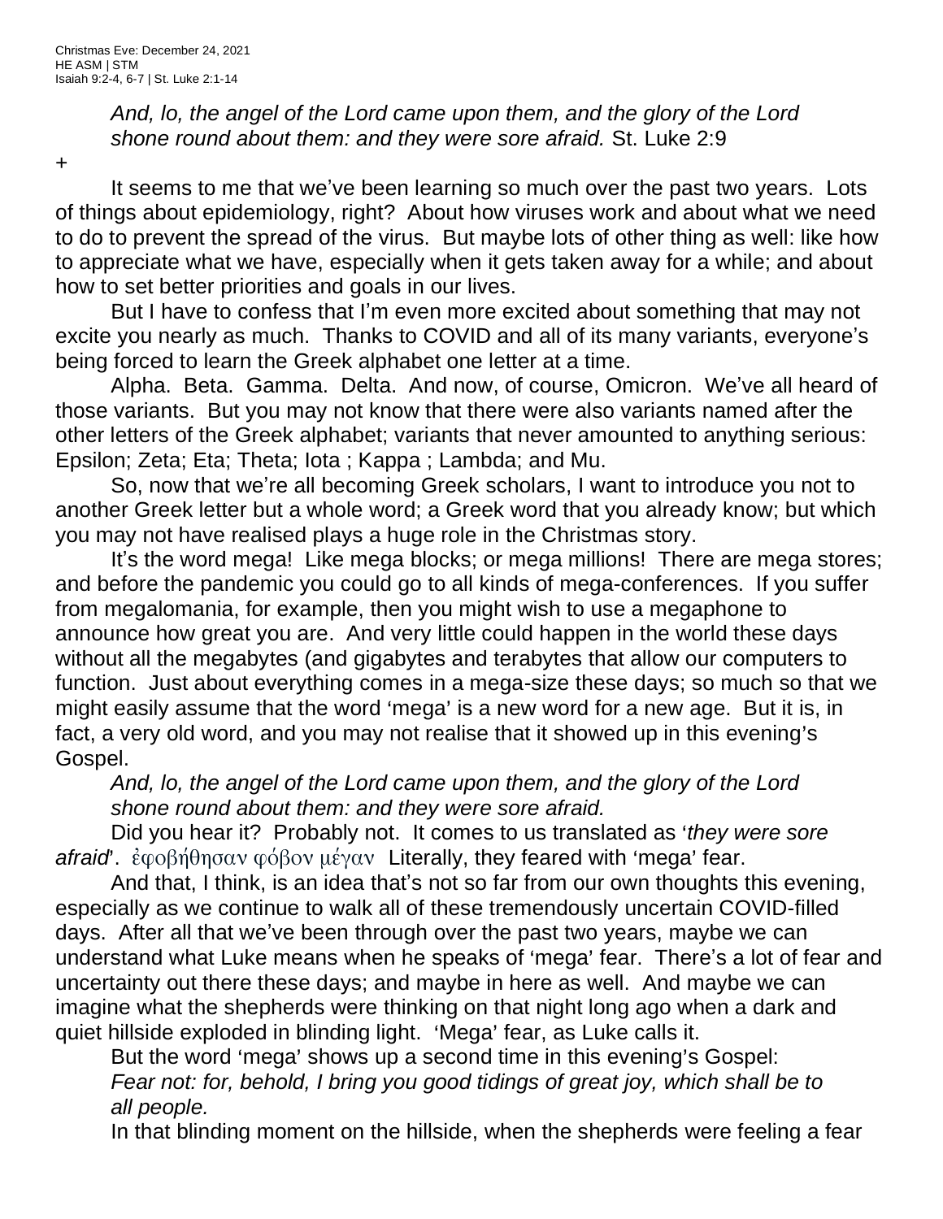Christmas Eve: December 24, 2021
HE ASM | STM
Isaiah 9:2-4, 6-7 | St. Luke 2:1-14

*And, lo, the angel of the Lord came upon them, and the glory of the Lord shone round about them: and they were sore afraid.* St. Luke 2:9

+

It seems to me that we've been learning so much over the past two years. Lots of things about epidemiology, right? About how viruses work and about what we need to do to prevent the spread of the virus. But maybe lots of other thing as well: like how to appreciate what we have, especially when it gets taken away for a while; and about how to set better priorities and goals in our lives.

But I have to confess that I'm even more excited about something that may not excite you nearly as much. Thanks to COVID and all of its many variants, everyone's being forced to learn the Greek alphabet one letter at a time.

Alpha. Beta. Gamma. Delta. And now, of course, Omicron. We've all heard of those variants. But you may not know that there were also variants named after the other letters of the Greek alphabet; variants that never amounted to anything serious: Epsilon; Zeta; Eta; Theta; Iota ; Kappa ; Lambda; and Mu.

So, now that we're all becoming Greek scholars, I want to introduce you not to another Greek letter but a whole word; a Greek word that you already know; but which you may not have realised plays a huge role in the Christmas story.

It's the word mega! Like mega blocks; or mega millions! There are mega stores; and before the pandemic you could go to all kinds of mega-conferences. If you suffer from megalomania, for example, then you might wish to use a megaphone to announce how great you are. And very little could happen in the world these days without all the megabytes (and gigabytes and terabytes that allow our computers to function. Just about everything comes in a mega-size these days; so much so that we might easily assume that the word 'mega' is a new word for a new age. But it is, in fact, a very old word, and you may not realise that it showed up in this evening's Gospel.

*And, lo, the angel of the Lord came upon them, and the glory of the Lord shone round about them: and they were sore afraid.*

Did you hear it? Probably not. It comes to us translated as '*they were sore afraid*'. ἐφοβήθησαν φόβον μέγαν Literally, they feared with 'mega' fear.

And that, I think, is an idea that's not so far from our own thoughts this evening, especially as we continue to walk all of these tremendously uncertain COVID-filled days. After all that we've been through over the past two years, maybe we can understand what Luke means when he speaks of 'mega' fear. There's a lot of fear and uncertainty out there these days; and maybe in here as well. And maybe we can imagine what the shepherds were thinking on that night long ago when a dark and quiet hillside exploded in blinding light. 'Mega' fear, as Luke calls it.

But the word 'mega' shows up a second time in this evening's Gospel:

*Fear not: for, behold, I bring you good tidings of great joy, which shall be to all people.*

In that blinding moment on the hillside, when the shepherds were feeling a fear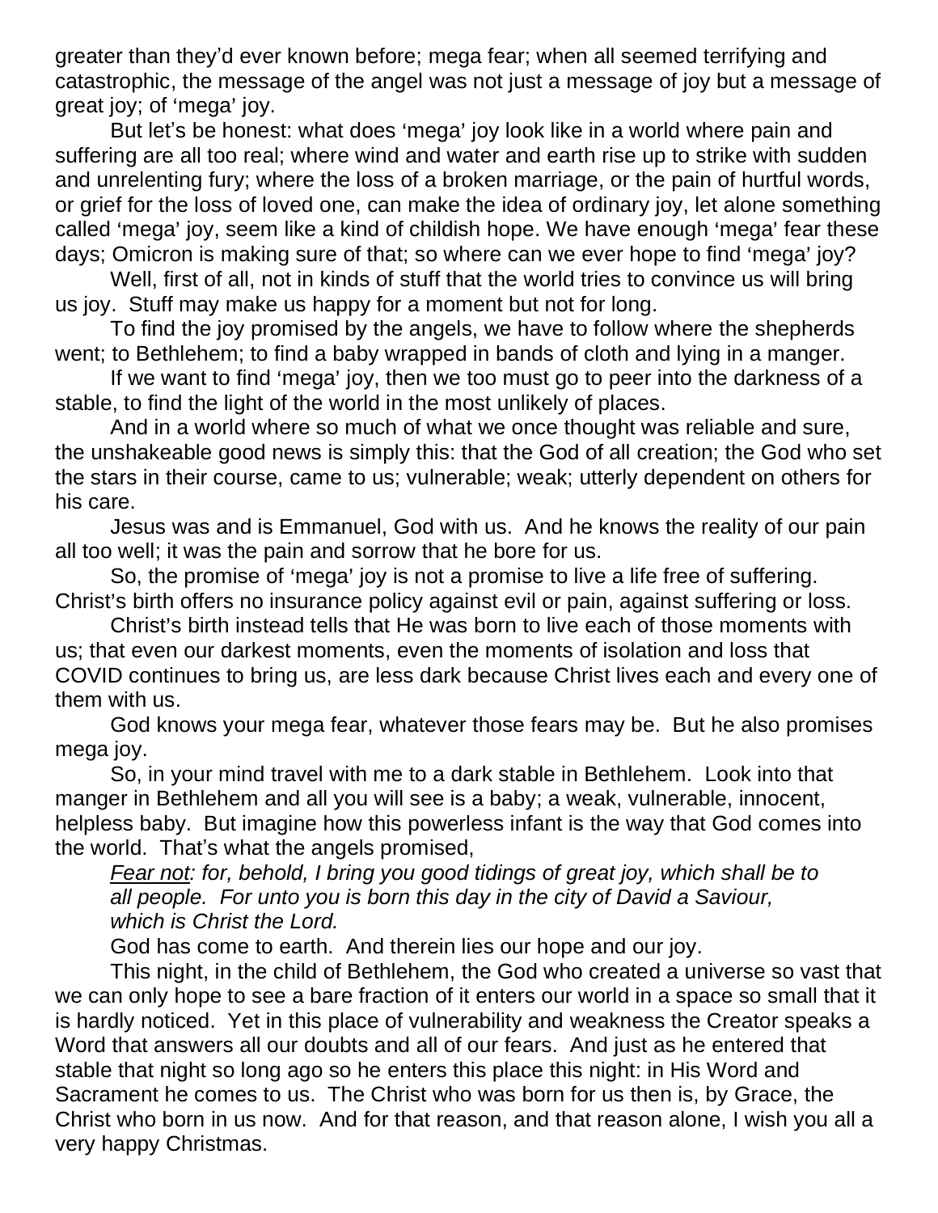greater than they'd ever known before; mega fear; when all seemed terrifying and catastrophic, the message of the angel was not just a message of joy but a message of great joy; of 'mega' joy.

But let's be honest: what does 'mega' joy look like in a world where pain and suffering are all too real; where wind and water and earth rise up to strike with sudden and unrelenting fury; where the loss of a broken marriage, or the pain of hurtful words, or grief for the loss of loved one, can make the idea of ordinary joy, let alone something called 'mega' joy, seem like a kind of childish hope. We have enough 'mega' fear these days; Omicron is making sure of that; so where can we ever hope to find 'mega' joy?

Well, first of all, not in kinds of stuff that the world tries to convince us will bring us joy. Stuff may make us happy for a moment but not for long.

To find the joy promised by the angels, we have to follow where the shepherds went; to Bethlehem; to find a baby wrapped in bands of cloth and lying in a manger.

If we want to find 'mega' joy, then we too must go to peer into the darkness of a stable, to find the light of the world in the most unlikely of places.

And in a world where so much of what we once thought was reliable and sure, the unshakeable good news is simply this: that the God of all creation; the God who set the stars in their course, came to us; vulnerable; weak; utterly dependent on others for his care.

Jesus was and is Emmanuel, God with us. And he knows the reality of our pain all too well; it was the pain and sorrow that he bore for us.

So, the promise of 'mega' joy is not a promise to live a life free of suffering. Christ's birth offers no insurance policy against evil or pain, against suffering or loss.

Christ's birth instead tells that He was born to live each of those moments with us; that even our darkest moments, even the moments of isolation and loss that COVID continues to bring us, are less dark because Christ lives each and every one of them with us.

God knows your mega fear, whatever those fears may be. But he also promises mega joy.

So, in your mind travel with me to a dark stable in Bethlehem. Look into that manger in Bethlehem and all you will see is a baby; a weak, vulnerable, innocent, helpless baby. But imagine how this powerless infant is the way that God comes into the world. That's what the angels promised,

> *<u>Fear not</u>: for, behold, I bring you good tidings of great joy, which shall be to all people. For unto you is born this day in the city of David a Saviour, which is Christ the Lord.*

God has come to earth. And therein lies our hope and our joy.

This night, in the child of Bethlehem, the God who created a universe so vast that we can only hope to see a bare fraction of it enters our world in a space so small that it is hardly noticed. Yet in this place of vulnerability and weakness the Creator speaks a Word that answers all our doubts and all of our fears. And just as he entered that stable that night so long ago so he enters this place this night: in His Word and Sacrament he comes to us. The Christ who was born for us then is, by Grace, the Christ who born in us now. And for that reason, and that reason alone, I wish you all a very happy Christmas.